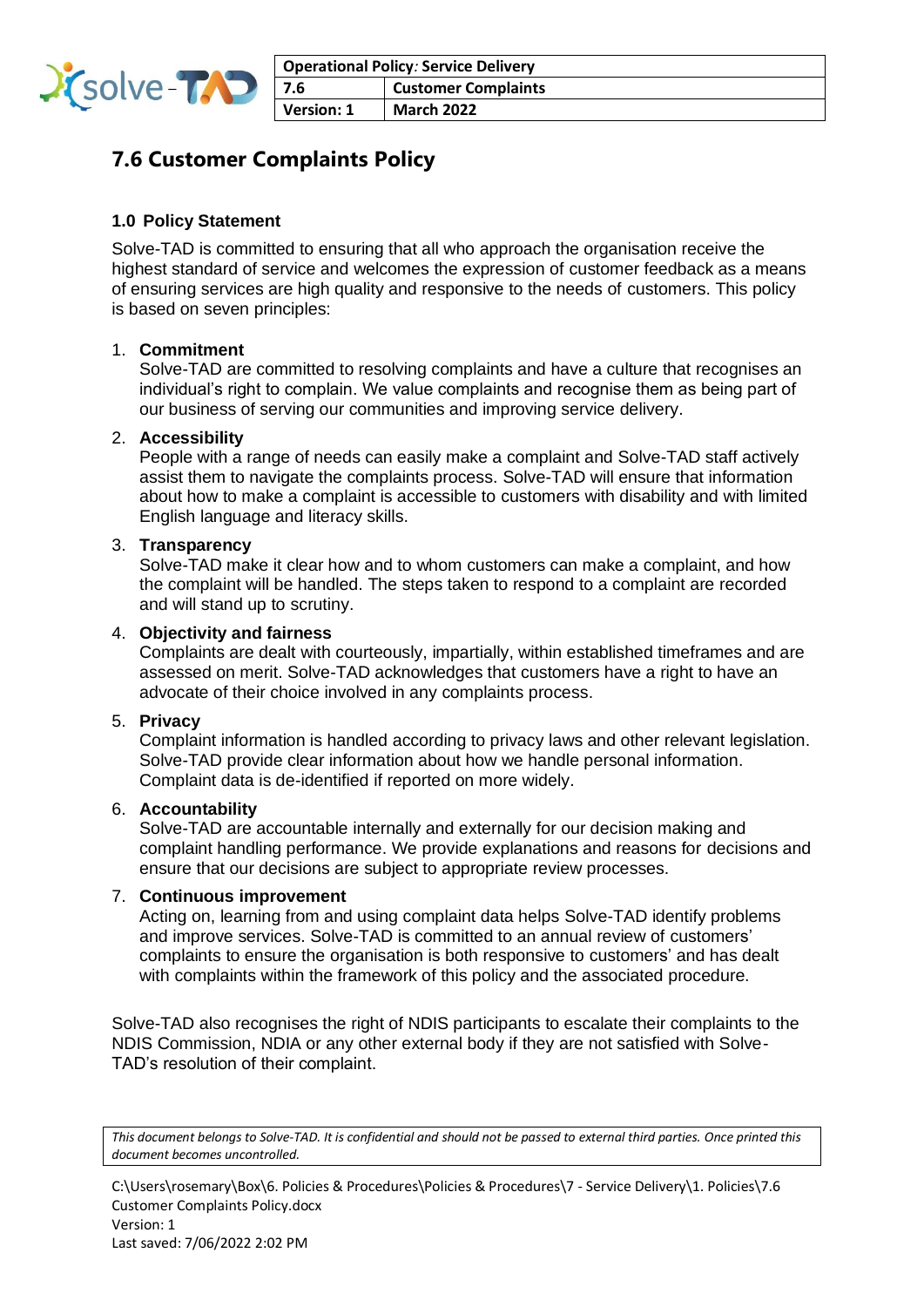# 7.6 Customer Complaints Policy

## 1.0 Policy Statement

Solve-TAD is committed to ensuring that all who approach the organisation receive the highest standard of service and welcomes the expression of customer feedback as a means of ensuring services are high quality and responsive to the needs of customers. This policy is based on seven principles:

1. **Commitment**
   Solve-TAD are committed to resolving complaints and have a culture that recognises an individual's right to complain. We value complaints and recognise them as being part of our business of serving our communities and improving service delivery.

2. **Accessibility**
   People with a range of needs can easily make a complaint and Solve-TAD staff actively assist them to navigate the complaints process. Solve-TAD will ensure that information about how to make a complaint is accessible to customers with disability and with limited English language and literacy skills.

3. **Transparency**
   Solve-TAD make it clear how and to whom customers can make a complaint, and how the complaint will be handled. The steps taken to respond to a complaint are recorded and will stand up to scrutiny.

4. **Objectivity and fairness**
   Complaints are dealt with courteously, impartially, within established timeframes and are assessed on merit. Solve-TAD acknowledges that customers have a right to have an advocate of their choice involved in any complaints process.

5. **Privacy**
   Complaint information is handled according to privacy laws and other relevant legislation. Solve-TAD provide clear information about how we handle personal information. Complaint data is de-identified if reported on more widely.

6. **Accountability**
   Solve-TAD are accountable internally and externally for our decision making and complaint handling performance. We provide explanations and reasons for decisions and ensure that our decisions are subject to appropriate review processes.

7. **Continuous improvement**
   Acting on, learning from and using complaint data helps Solve-TAD identify problems and improve services. Solve-TAD is committed to an annual review of customers' complaints to ensure the organisation is both responsive to customers' and has dealt with complaints within the framework of this policy and the associated procedure.

Solve-TAD also recognises the right of NDIS participants to escalate their complaints to the NDIS Commission, NDIA or any other external body if they are not satisfied with Solve-TAD's resolution of their complaint.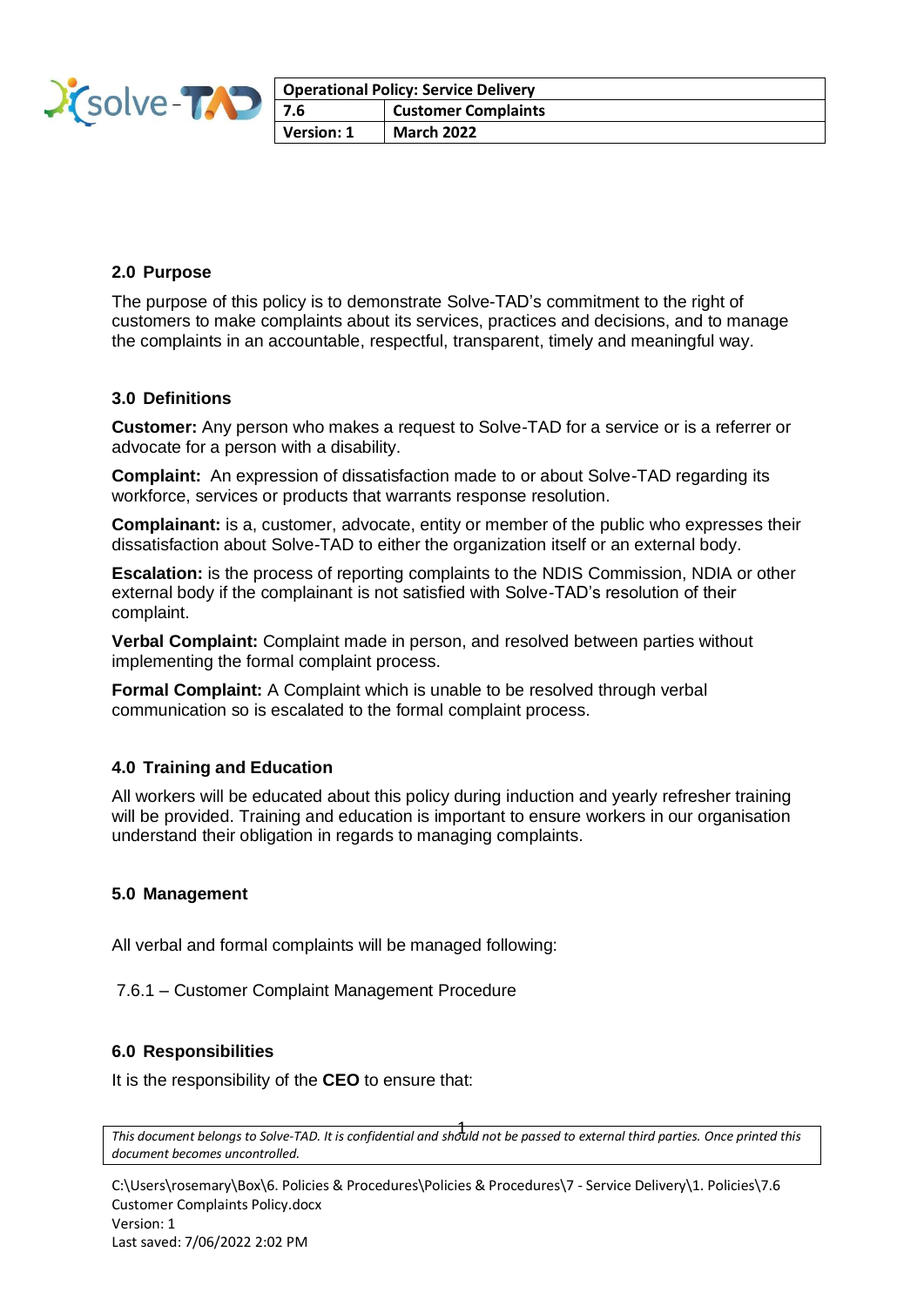## 2.0 Purpose

The purpose of this policy is to demonstrate Solve-TAD's commitment to the right of customers to make complaints about its services, practices and decisions, and to manage the complaints in an accountable, respectful, transparent, timely and meaningful way.

## 3.0 Definitions

**Customer:** Any person who makes a request to Solve-TAD for a service or is a referrer or advocate for a person with a disability.

**Complaint:** An expression of dissatisfaction made to or about Solve-TAD regarding its workforce, services or products that warrants response resolution.

**Complainant:** is a, customer, advocate, entity or member of the public who expresses their dissatisfaction about Solve-TAD to either the organization itself or an external body.

**Escalation:** is the process of reporting complaints to the NDIS Commission, NDIA or other external body if the complainant is not satisfied with Solve-TAD's resolution of their complaint.

**Verbal Complaint:** Complaint made in person, and resolved between parties without implementing the formal complaint process.

**Formal Complaint:** A Complaint which is unable to be resolved through verbal communication so is escalated to the formal complaint process.

## 4.0 Training and Education

All workers will be educated about this policy during induction and yearly refresher training will be provided. Training and education is important to ensure workers in our organisation understand their obligation in regards to managing complaints.

## 5.0 Management

All verbal and formal complaints will be managed following:

7.6.1 – Customer Complaint Management Procedure

## 6.0 Responsibilities

It is the responsibility of the **CEO** to ensure that: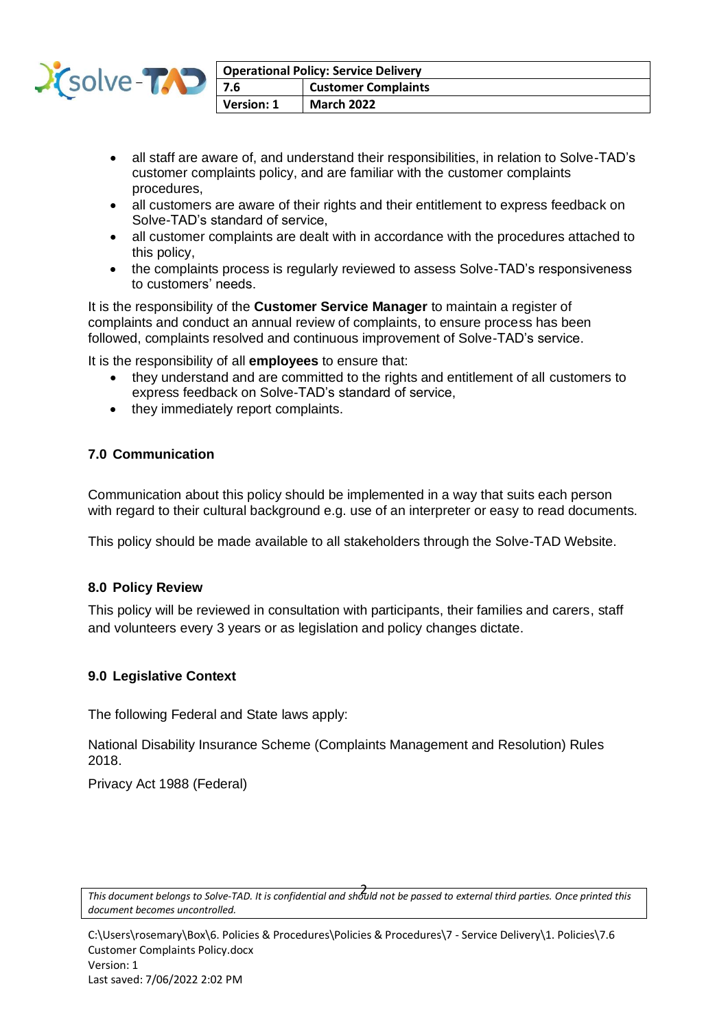- all staff are aware of, and understand their responsibilities, in relation to Solve-TAD's customer complaints policy, and are familiar with the customer complaints procedures,
- all customers are aware of their rights and their entitlement to express feedback on Solve-TAD's standard of service,
- all customer complaints are dealt with in accordance with the procedures attached to this policy,
- the complaints process is regularly reviewed to assess Solve-TAD's responsiveness to customers' needs.

It is the responsibility of the **Customer Service Manager** to maintain a register of complaints and conduct an annual review of complaints, to ensure process has been followed, complaints resolved and continuous improvement of Solve-TAD's service.

It is the responsibility of all **employees** to ensure that:

- they understand and are committed to the rights and entitlement of all customers to express feedback on Solve-TAD's standard of service,
- they immediately report complaints.

## 7.0 Communication

Communication about this policy should be implemented in a way that suits each person with regard to their cultural background e.g. use of an interpreter or easy to read documents.

This policy should be made available to all stakeholders through the Solve-TAD Website.

## 8.0 Policy Review

This policy will be reviewed in consultation with participants, their families and carers, staff and volunteers every 3 years or as legislation and policy changes dictate.

## 9.0 Legislative Context

The following Federal and State laws apply:

National Disability Insurance Scheme (Complaints Management and Resolution) Rules 2018.

Privacy Act 1988 (Federal)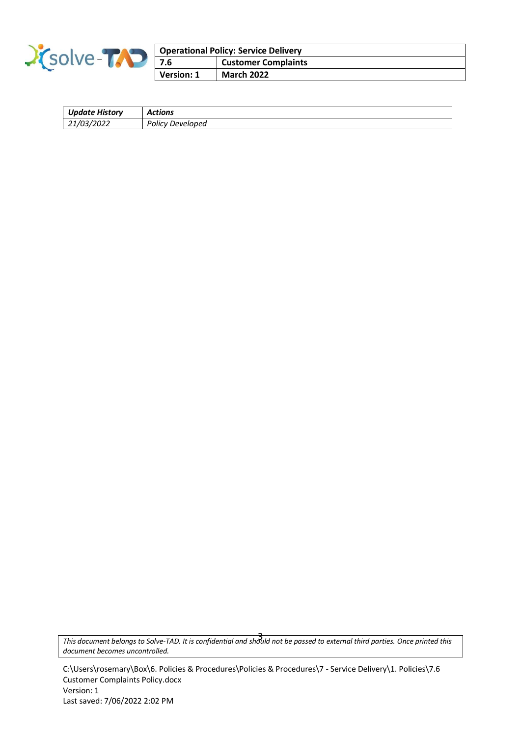| *Update History* | *Actions* |
| --- | --- |
| *21/03/2022* | *Policy Developed* |